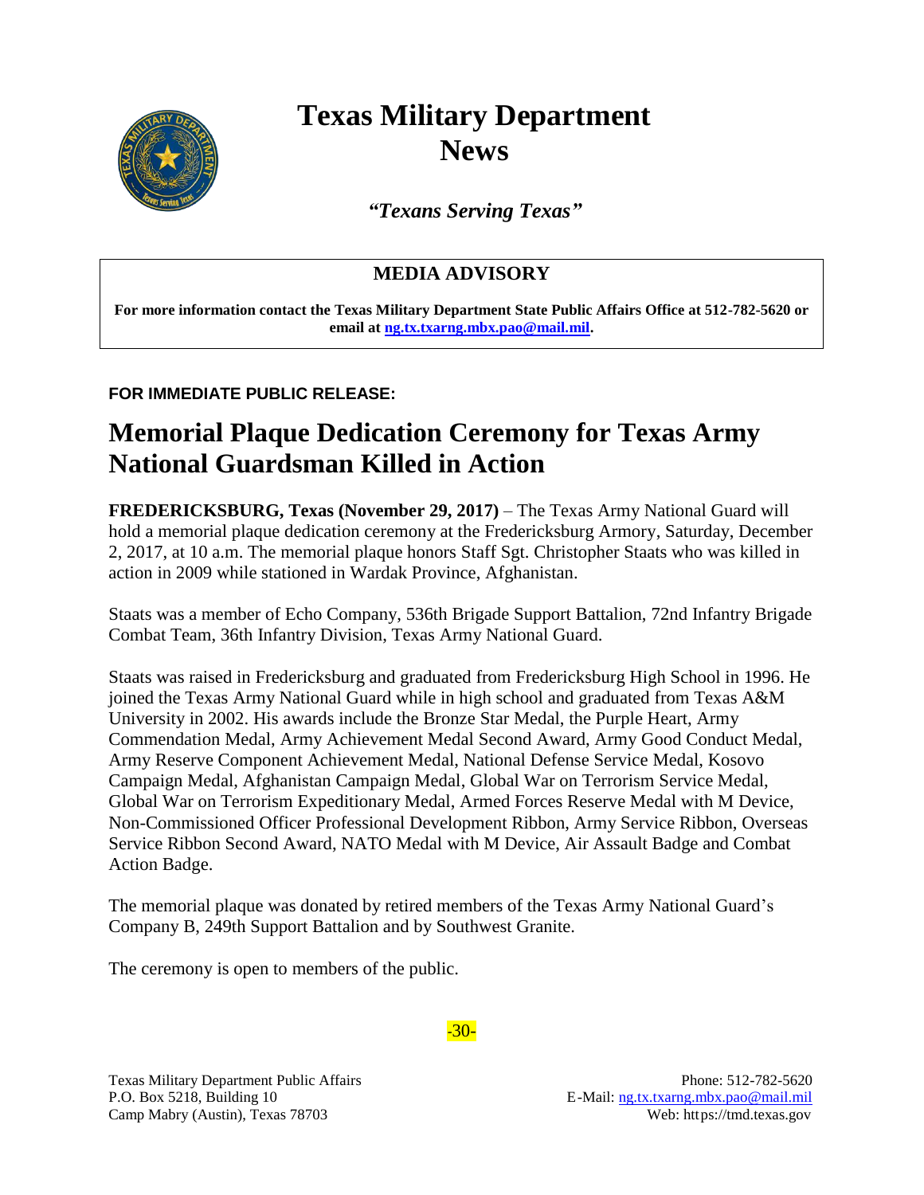# Texas Military Department News

***"Texans Serving Texas"***

**MEDIA ADVISORY**

**For more information contact the Texas Military Department State Public Affairs Office at 512-782-5620 or email at ng.tx.txarng.mbx.pao@mail.mil.**

**FOR IMMEDIATE PUBLIC RELEASE:**

## Memorial Plaque Dedication Ceremony for Texas Army National Guardsman Killed in Action

**FREDERICKSBURG, Texas (November 29, 2017)** – The Texas Army National Guard will hold a memorial plaque dedication ceremony at the Fredericksburg Armory, Saturday, December 2, 2017, at 10 a.m. The memorial plaque honors Staff Sgt. Christopher Staats who was killed in action in 2009 while stationed in Wardak Province, Afghanistan.

Staats was a member of Echo Company, 536th Brigade Support Battalion, 72nd Infantry Brigade Combat Team, 36th Infantry Division, Texas Army National Guard.

Staats was raised in Fredericksburg and graduated from Fredericksburg High School in 1996. He joined the Texas Army National Guard while in high school and graduated from Texas A&M University in 2002. His awards include the Bronze Star Medal, the Purple Heart, Army Commendation Medal, Army Achievement Medal Second Award, Army Good Conduct Medal, Army Reserve Component Achievement Medal, National Defense Service Medal, Kosovo Campaign Medal, Afghanistan Campaign Medal, Global War on Terrorism Service Medal, Global War on Terrorism Expeditionary Medal, Armed Forces Reserve Medal with M Device, Non-Commissioned Officer Professional Development Ribbon, Army Service Ribbon, Overseas Service Ribbon Second Award, NATO Medal with M Device, Air Assault Badge and Combat Action Badge.

The memorial plaque was donated by retired members of the Texas Army National Guard's Company B, 249th Support Battalion and by Southwest Granite.

The ceremony is open to members of the public.

-30-

Texas Military Department Public Affairs
P.O. Box 5218, Building 10
Camp Mabry (Austin), Texas 78703

Phone: 512-782-5620
E-Mail: ng.tx.txarng.mbx.pao@mail.mil
Web: https://tmd.texas.gov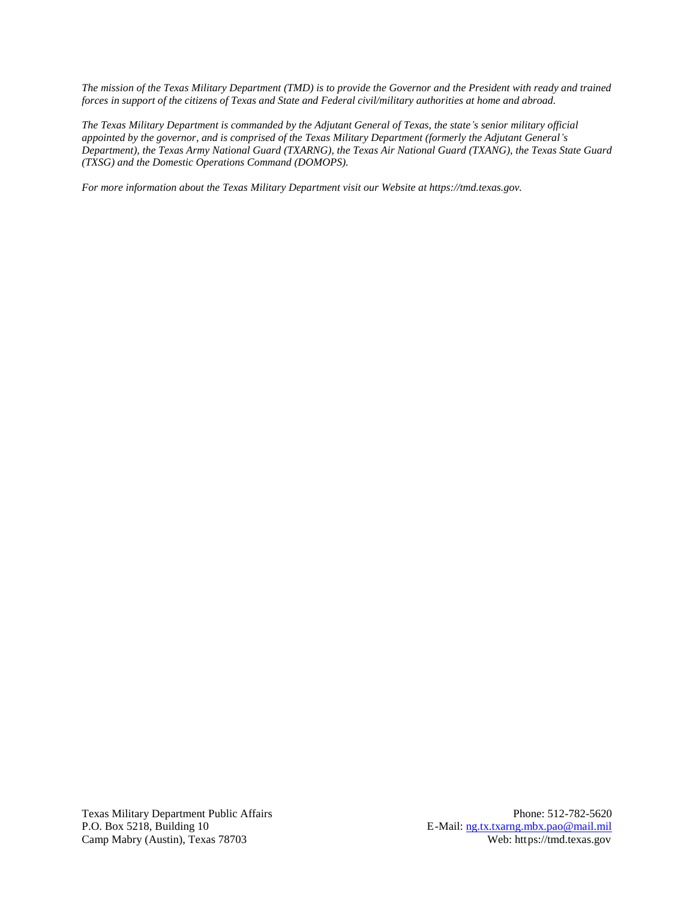*The mission of the Texas Military Department (TMD) is to provide the Governor and the President with ready and trained forces in support of the citizens of Texas and State and Federal civil/military authorities at home and abroad.*

*The Texas Military Department is commanded by the Adjutant General of Texas, the state's senior military official appointed by the governor, and is comprised of the Texas Military Department (formerly the Adjutant General's Department), the Texas Army National Guard (TXARNG), the Texas Air National Guard (TXANG), the Texas State Guard (TXSG) and the Domestic Operations Command (DOMOPS).*

*For more information about the Texas Military Department visit our Website at https://tmd.texas.gov.*

Texas Military Department Public Affairs
P.O. Box 5218, Building 10
Camp Mabry (Austin), Texas 78703

Phone: 512-782-5620
E-Mail: ng.tx.txarng.mbx.pao@mail.mil
Web: https://tmd.texas.gov